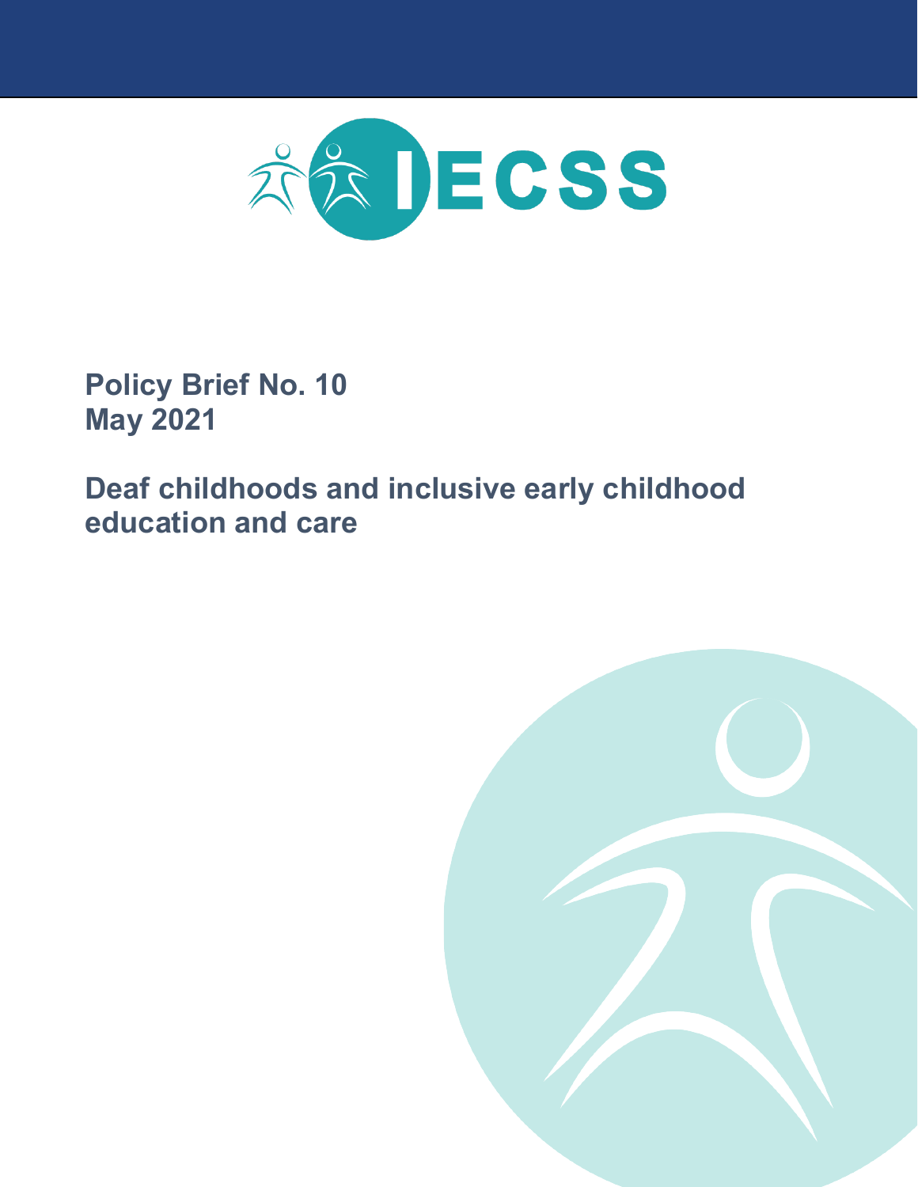IECSS

**Policy Brief No. 10**
**May 2021**

# Deaf childhoods and inclusive early childhood education and care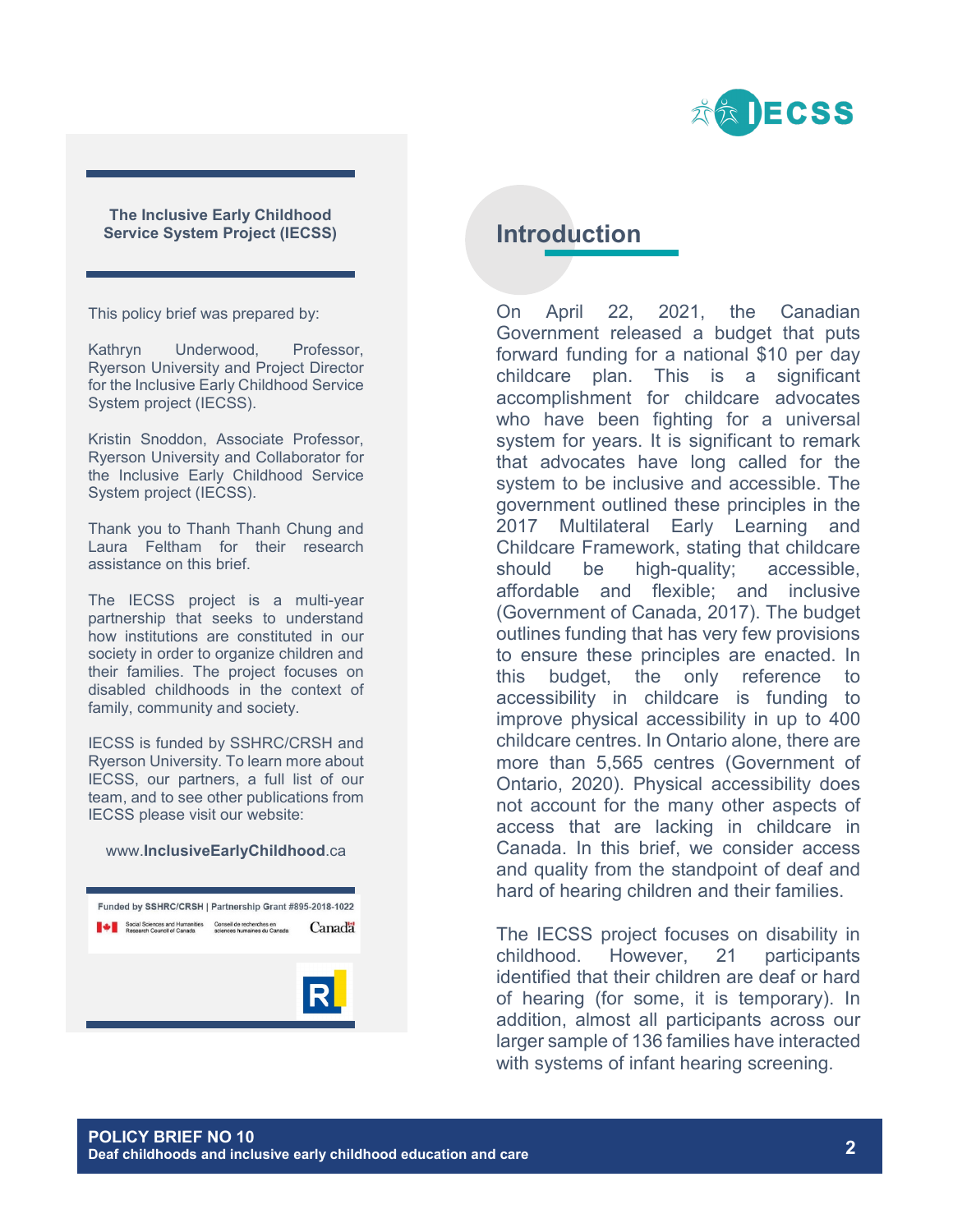**The Inclusive Early Childhood Service System Project (IECSS)**

This policy brief was prepared by:

Kathryn Underwood, Professor, Ryerson University and Project Director for the Inclusive Early Childhood Service System project (IECSS).

Kristin Snoddon, Associate Professor, Ryerson University and Collaborator for the Inclusive Early Childhood Service System project (IECSS).

Thank you to Thanh Thanh Chung and Laura Feltham for their research assistance on this brief.

The IECSS project is a multi-year partnership that seeks to understand how institutions are constituted in our society in order to organize children and their families. The project focuses on disabled childhoods in the context of family, community and society.

IECSS is funded by SSHRC/CRSH and Ryerson University. To learn more about IECSS, our partners, a full list of our team, and to see other publications from IECSS please visit our website:

www.**InclusiveEarlyChildhood**.ca

Funded by SSHRC/CRSH | Partnership Grant #895-2018-1022

## Introduction

On April 22, 2021, the Canadian Government released a budget that puts forward funding for a national $10 per day childcare plan. This is a significant accomplishment for childcare advocates who have been fighting for a universal system for years. It is significant to remark that advocates have long called for the system to be inclusive and accessible. The government outlined these principles in the 2017 Multilateral Early Learning and Childcare Framework, stating that childcare should be high-quality; accessible, affordable and flexible; and inclusive (Government of Canada, 2017). The budget outlines funding that has very few provisions to ensure these principles are enacted. In this budget, the only reference to accessibility in childcare is funding to improve physical accessibility in up to 400 childcare centres. In Ontario alone, there are more than 5,565 centres (Government of Ontario, 2020). Physical accessibility does not account for the many other aspects of access that are lacking in childcare in Canada. In this brief, we consider access and quality from the standpoint of deaf and hard of hearing children and their families.

The IECSS project focuses on disability in childhood. However, 21 participants identified that their children are deaf or hard of hearing (for some, it is temporary). In addition, almost all participants across our larger sample of 136 families have interacted with systems of infant hearing screening.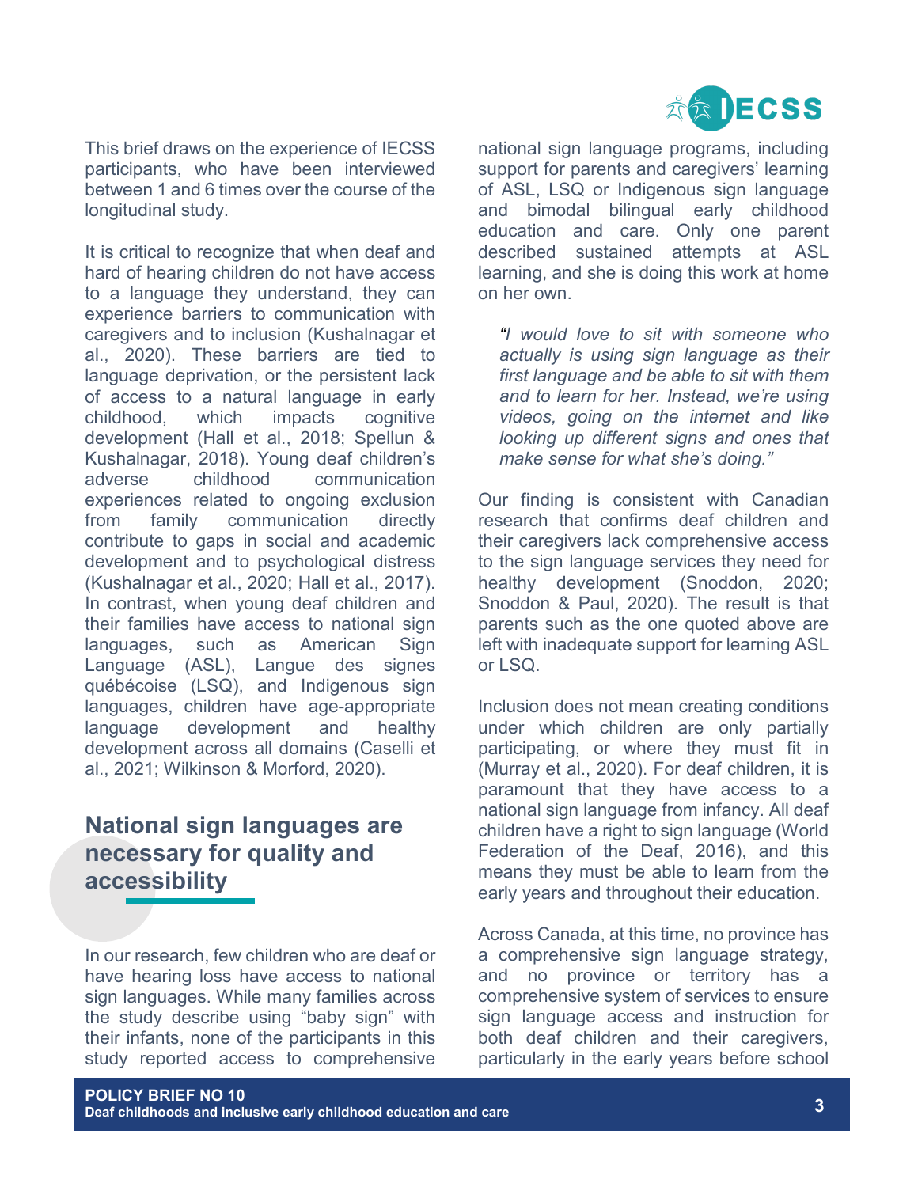This brief draws on the experience of IECSS participants, who have been interviewed between 1 and 6 times over the course of the longitudinal study.

It is critical to recognize that when deaf and hard of hearing children do not have access to a language they understand, they can experience barriers to communication with caregivers and to inclusion (Kushalnagar et al., 2020). These barriers are tied to language deprivation, or the persistent lack of access to a natural language in early childhood, which impacts cognitive development (Hall et al., 2018; Spellun & Kushalnagar, 2018). Young deaf children's adverse childhood communication experiences related to ongoing exclusion from family communication directly contribute to gaps in social and academic development and to psychological distress (Kushalnagar et al., 2020; Hall et al., 2017). In contrast, when young deaf children and their families have access to national sign languages, such as American Sign Language (ASL), Langue des signes québécoise (LSQ), and Indigenous sign languages, children have age-appropriate language development and healthy development across all domains (Caselli et al., 2021; Wilkinson & Morford, 2020).

## National sign languages are necessary for quality and accessibility

In our research, few children who are deaf or have hearing loss have access to national sign languages. While many families across the study describe using "baby sign" with their infants, none of the participants in this study reported access to comprehensive national sign language programs, including support for parents and caregivers' learning of ASL, LSQ or Indigenous sign language and bimodal bilingual early childhood education and care. Only one parent described sustained attempts at ASL learning, and she is doing this work at home on her own.

> *"I would love to sit with someone who actually is using sign language as their first language and be able to sit with them and to learn for her. Instead, we're using videos, going on the internet and like looking up different signs and ones that make sense for what she's doing."*

Our finding is consistent with Canadian research that confirms deaf children and their caregivers lack comprehensive access to the sign language services they need for healthy development (Snoddon, 2020; Snoddon & Paul, 2020). The result is that parents such as the one quoted above are left with inadequate support for learning ASL or LSQ.

Inclusion does not mean creating conditions under which children are only partially participating, or where they must fit in (Murray et al., 2020). For deaf children, it is paramount that they have access to a national sign language from infancy. All deaf children have a right to sign language (World Federation of the Deaf, 2016), and this means they must be able to learn from the early years and throughout their education.

Across Canada, at this time, no province has a comprehensive sign language strategy, and no province or territory has a comprehensive system of services to ensure sign language access and instruction for both deaf children and their caregivers, particularly in the early years before school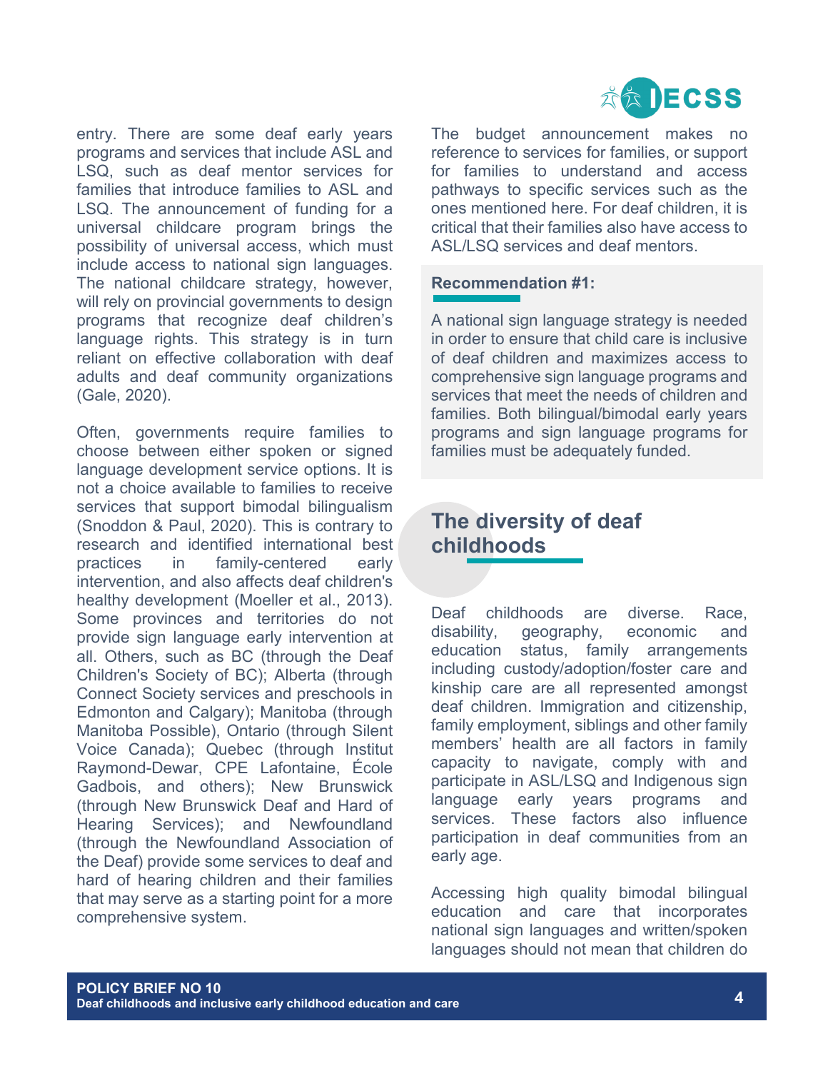entry. There are some deaf early years programs and services that include ASL and LSQ, such as deaf mentor services for families that introduce families to ASL and LSQ. The announcement of funding for a universal childcare program brings the possibility of universal access, which must include access to national sign languages. The national childcare strategy, however, will rely on provincial governments to design programs that recognize deaf children's language rights. This strategy is in turn reliant on effective collaboration with deaf adults and deaf community organizations (Gale, 2020).

Often, governments require families to choose between either spoken or signed language development service options. It is not a choice available to families to receive services that support bimodal bilingualism (Snoddon & Paul, 2020). This is contrary to research and identified international best practices in family-centered early intervention, and also affects deaf children's healthy development (Moeller et al., 2013). Some provinces and territories do not provide sign language early intervention at all. Others, such as BC (through the Deaf Children's Society of BC); Alberta (through Connect Society services and preschools in Edmonton and Calgary); Manitoba (through Manitoba Possible), Ontario (through Silent Voice Canada); Quebec (through Institut Raymond-Dewar, CPE Lafontaine, École Gadbois, and others); New Brunswick (through New Brunswick Deaf and Hard of Hearing Services); and Newfoundland (through the Newfoundland Association of the Deaf) provide some services to deaf and hard of hearing children and their families that may serve as a starting point for a more comprehensive system.

The budget announcement makes no reference to services for families, or support for families to understand and access pathways to specific services such as the ones mentioned here. For deaf children, it is critical that their families also have access to ASL/LSQ services and deaf mentors.

**Recommendation #1:**

A national sign language strategy is needed in order to ensure that child care is inclusive of deaf children and maximizes access to comprehensive sign language programs and services that meet the needs of children and families. Both bilingual/bimodal early years programs and sign language programs for families must be adequately funded.

## The diversity of deaf childhoods

Deaf childhoods are diverse. Race, disability, geography, economic and education status, family arrangements including custody/adoption/foster care and kinship care are all represented amongst deaf children. Immigration and citizenship, family employment, siblings and other family members' health are all factors in family capacity to navigate, comply with and participate in ASL/LSQ and Indigenous sign language early years programs and services. These factors also influence participation in deaf communities from an early age.

Accessing high quality bimodal bilingual education and care that incorporates national sign languages and written/spoken languages should not mean that children do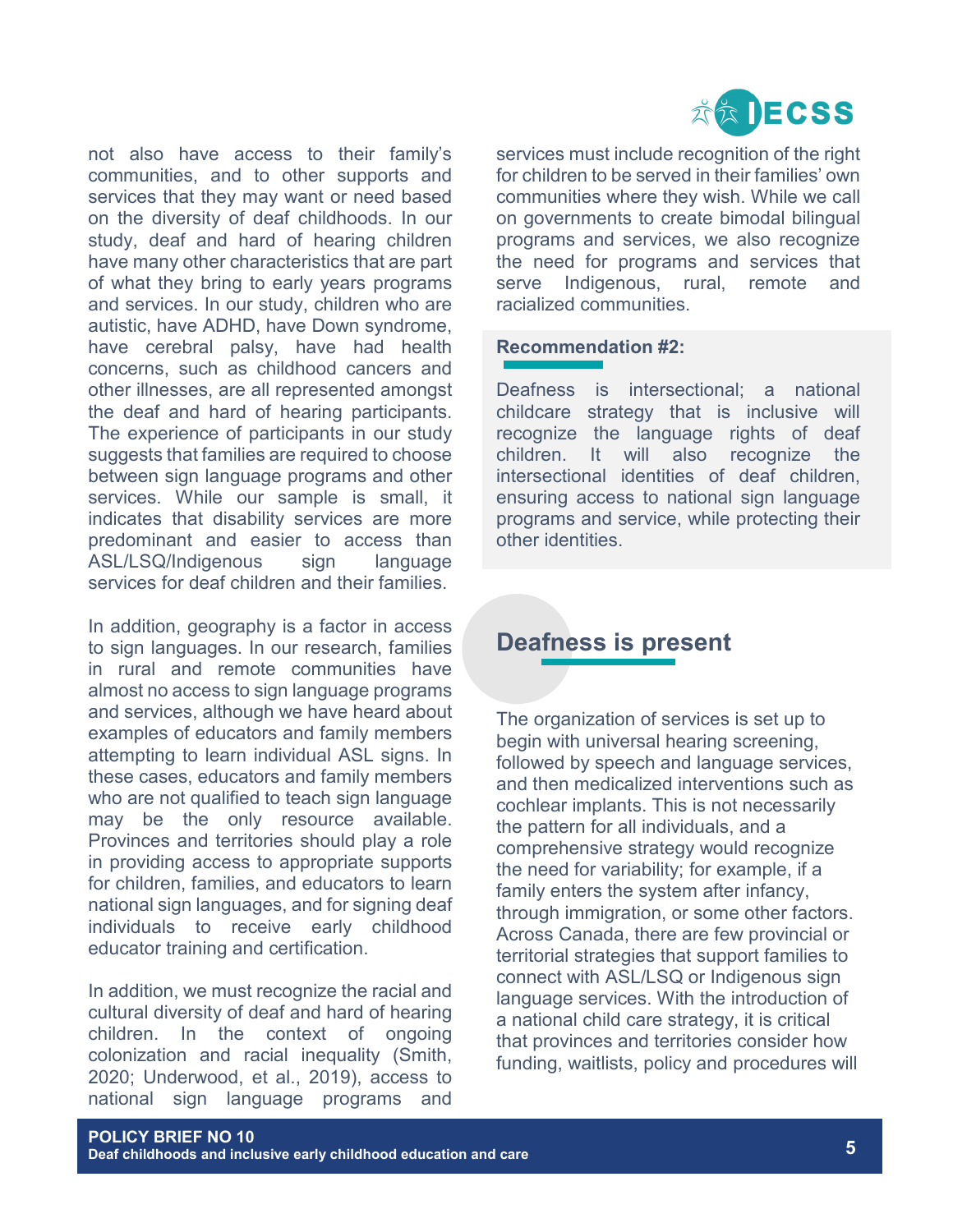not also have access to their family's communities, and to other supports and services that they may want or need based on the diversity of deaf childhoods. In our study, deaf and hard of hearing children have many other characteristics that are part of what they bring to early years programs and services. In our study, children who are autistic, have ADHD, have Down syndrome, have cerebral palsy, have had health concerns, such as childhood cancers and other illnesses, are all represented amongst the deaf and hard of hearing participants. The experience of participants in our study suggests that families are required to choose between sign language programs and other services. While our sample is small, it indicates that disability services are more predominant and easier to access than ASL/LSQ/Indigenous sign language services for deaf children and their families.

In addition, geography is a factor in access to sign languages. In our research, families in rural and remote communities have almost no access to sign language programs and services, although we have heard about examples of educators and family members attempting to learn individual ASL signs. In these cases, educators and family members who are not qualified to teach sign language may be the only resource available. Provinces and territories should play a role in providing access to appropriate supports for children, families, and educators to learn national sign languages, and for signing deaf individuals to receive early childhood educator training and certification.

In addition, we must recognize the racial and cultural diversity of deaf and hard of hearing children. In the context of ongoing colonization and racial inequality (Smith, 2020; Underwood, et al., 2019), access to national sign language programs and services must include recognition of the right for children to be served in their families' own communities where they wish. While we call on governments to create bimodal bilingual programs and services, we also recognize the need for programs and services that serve Indigenous, rural, remote and racialized communities.

**Recommendation #2:**

Deafness is intersectional; a national childcare strategy that is inclusive will recognize the language rights of deaf children. It will also recognize the intersectional identities of deaf children, ensuring access to national sign language programs and service, while protecting their other identities.

## Deafness is present

The organization of services is set up to begin with universal hearing screening, followed by speech and language services, and then medicalized interventions such as cochlear implants. This is not necessarily the pattern for all individuals, and a comprehensive strategy would recognize the need for variability; for example, if a family enters the system after infancy, through immigration, or some other factors. Across Canada, there are few provincial or territorial strategies that support families to connect with ASL/LSQ or Indigenous sign language services. With the introduction of a national child care strategy, it is critical that provinces and territories consider how funding, waitlists, policy and procedures will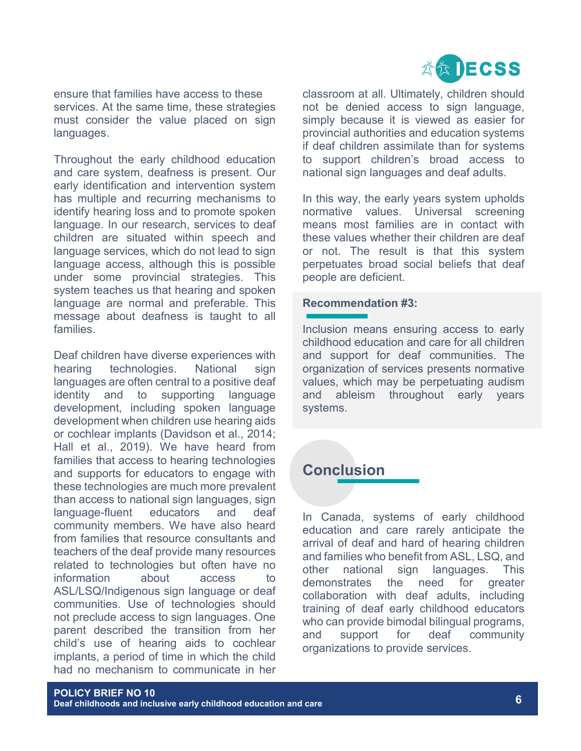ensure that families have access to these services. At the same time, these strategies must consider the value placed on sign languages.

Throughout the early childhood education and care system, deafness is present. Our early identification and intervention system has multiple and recurring mechanisms to identify hearing loss and to promote spoken language. In our research, services to deaf children are situated within speech and language services, which do not lead to sign language access, although this is possible under some provincial strategies. This system teaches us that hearing and spoken language are normal and preferable. This message about deafness is taught to all families.

Deaf children have diverse experiences with hearing technologies. National sign languages are often central to a positive deaf identity and to supporting language development, including spoken language development when children use hearing aids or cochlear implants (Davidson et al., 2014; Hall et al., 2019). We have heard from families that access to hearing technologies and supports for educators to engage with these technologies are much more prevalent than access to national sign languages, sign language-fluent educators and deaf community members. We have also heard from families that resource consultants and teachers of the deaf provide many resources related to technologies but often have no information about access to ASL/LSQ/Indigenous sign language or deaf communities. Use of technologies should not preclude access to sign languages. One parent described the transition from her child's use of hearing aids to cochlear implants, a period of time in which the child had no mechanism to communicate in her classroom at all. Ultimately, children should not be denied access to sign language, simply because it is viewed as easier for provincial authorities and education systems if deaf children assimilate than for systems to support children's broad access to national sign languages and deaf adults.

In this way, the early years system upholds normative values. Universal screening means most families are in contact with these values whether their children are deaf or not. The result is that this system perpetuates broad social beliefs that deaf people are deficient.

**Recommendation #3:**

Inclusion means ensuring access to early childhood education and care for all children and support for deaf communities. The organization of services presents normative values, which may be perpetuating audism and ableism throughout early years systems.

## Conclusion

In Canada, systems of early childhood education and care rarely anticipate the arrival of deaf and hard of hearing children and families who benefit from ASL, LSQ, and other national sign languages. This demonstrates the need for greater collaboration with deaf adults, including training of deaf early childhood educators who can provide bimodal bilingual programs, and support for deaf community organizations to provide services.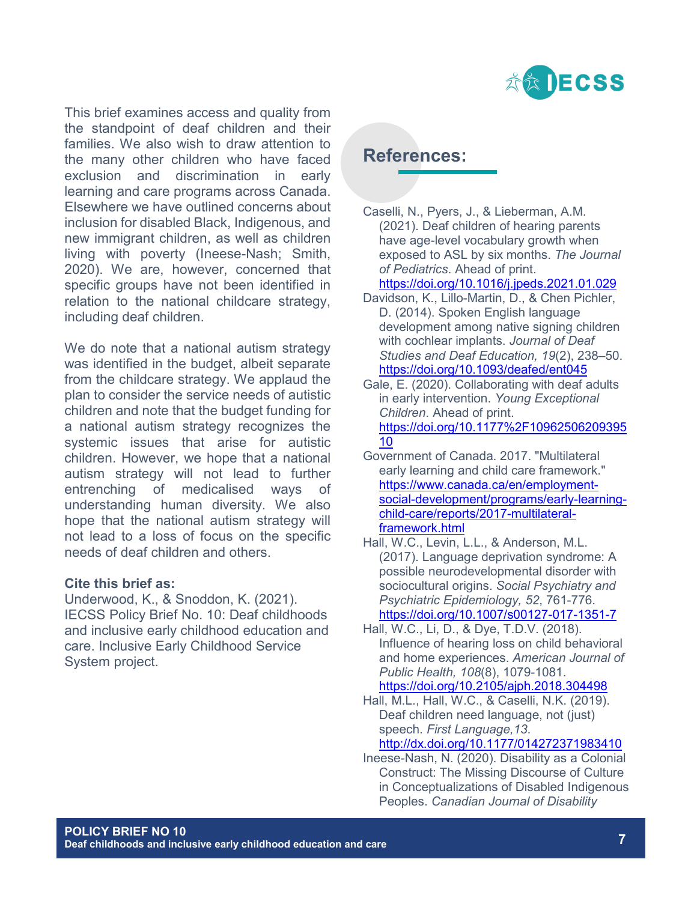This brief examines access and quality from the standpoint of deaf children and their families. We also wish to draw attention to the many other children who have faced exclusion and discrimination in early learning and care programs across Canada. Elsewhere we have outlined concerns about inclusion for disabled Black, Indigenous, and new immigrant children, as well as children living with poverty (Ineese-Nash; Smith, 2020). We are, however, concerned that specific groups have not been identified in relation to the national childcare strategy, including deaf children.

We do note that a national autism strategy was identified in the budget, albeit separate from the childcare strategy. We applaud the plan to consider the service needs of autistic children and note that the budget funding for a national autism strategy recognizes the systemic issues that arise for autistic children. However, we hope that a national autism strategy will not lead to further entrenching of medicalised ways of understanding human diversity. We also hope that the national autism strategy will not lead to a loss of focus on the specific needs of deaf children and others.

**Cite this brief as:**
Underwood, K., & Snoddon, K. (2021). IECSS Policy Brief No. 10: Deaf childhoods and inclusive early childhood education and care. Inclusive Early Childhood Service System project.

## References:

Caselli, N., Pyers, J., & Lieberman, A.M. (2021). Deaf children of hearing parents have age-level vocabulary growth when exposed to ASL by six months. *The Journal of Pediatrics*. Ahead of print. https://doi.org/10.1016/j.jpeds.2021.01.029

Davidson, K., Lillo-Martin, D., & Chen Pichler, D. (2014). Spoken English language development among native signing children with cochlear implants. *Journal of Deaf Studies and Deaf Education, 19*(2), 238–50. https://doi.org/10.1093/deafed/ent045

Gale, E. (2020). Collaborating with deaf adults in early intervention. *Young Exceptional Children*. Ahead of print. https://doi.org/10.1177%2F1096250620939510

Government of Canada. 2017. "Multilateral early learning and child care framework." https://www.canada.ca/en/employment-social-development/programs/early-learning-child-care/reports/2017-multilateral-framework.html

Hall, W.C., Levin, L.L., & Anderson, M.L. (2017). Language deprivation syndrome: A possible neurodevelopmental disorder with sociocultural origins. *Social Psychiatry and Psychiatric Epidemiology, 52*, 761-776. https://doi.org/10.1007/s00127-017-1351-7

Hall, W.C., Li, D., & Dye, T.D.V. (2018). Influence of hearing loss on child behavioral and home experiences. *American Journal of Public Health, 108*(8), 1079-1081. https://doi.org/10.2105/ajph.2018.304498

Hall, M.L., Hall, W.C., & Caselli, N.K. (2019). Deaf children need language, not (just) speech. *First Language,13*. http://dx.doi.org/10.1177/014272371983410

Ineese-Nash, N. (2020). Disability as a Colonial Construct: The Missing Discourse of Culture in Conceptualizations of Disabled Indigenous Peoples. *Canadian Journal of Disability*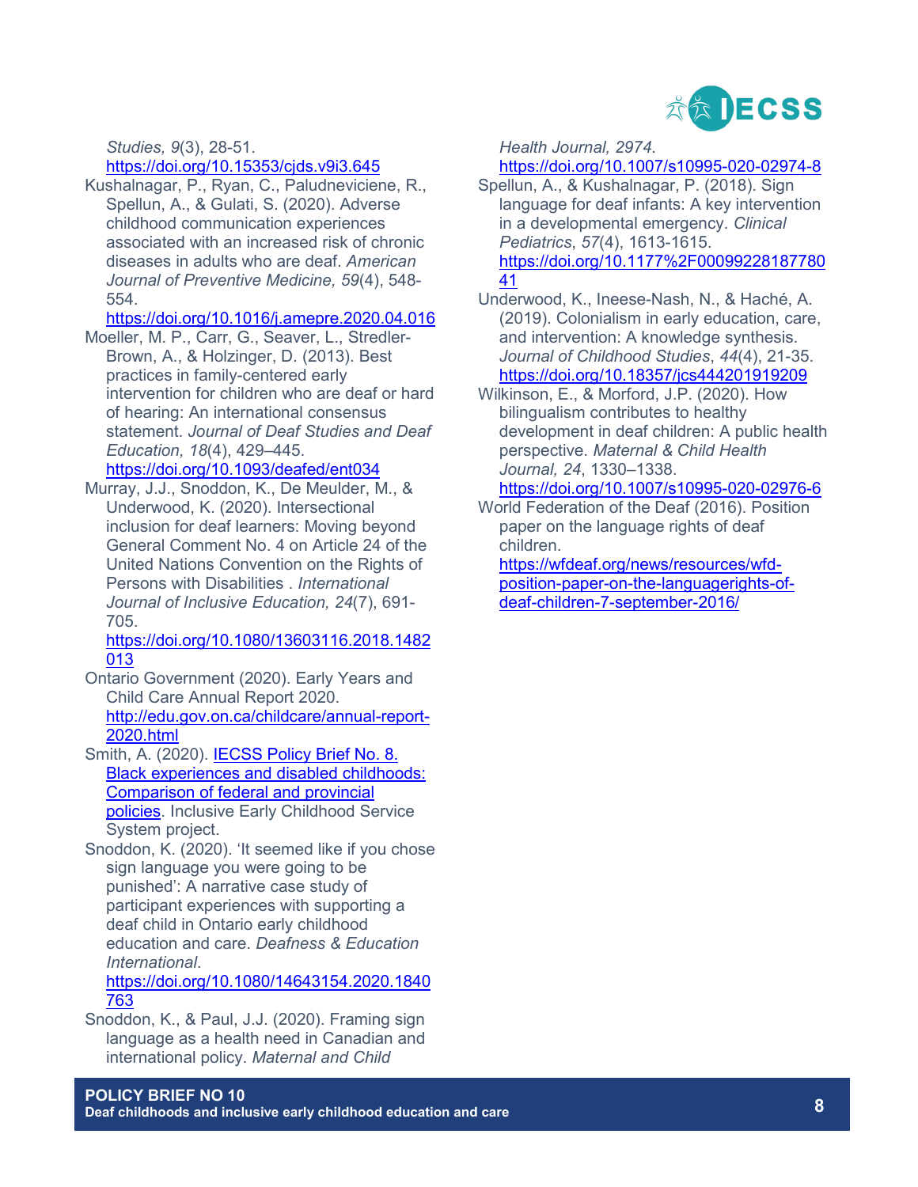*Studies, 9*(3), 28-51. https://doi.org/10.15353/cjds.v9i3.645

Kushalnagar, P., Ryan, C., Paludneviciene, R., Spellun, A., & Gulati, S. (2020). Adverse childhood communication experiences associated with an increased risk of chronic diseases in adults who are deaf. *American Journal of Preventive Medicine, 59*(4), 548-554. https://doi.org/10.1016/j.amepre.2020.04.016

Moeller, M. P., Carr, G., Seaver, L., Stredler-Brown, A., & Holzinger, D. (2013). Best practices in family-centered early intervention for children who are deaf or hard of hearing: An international consensus statement. *Journal of Deaf Studies and Deaf Education, 18*(4), 429–445. https://doi.org/10.1093/deafed/ent034

Murray, J.J., Snoddon, K., De Meulder, M., & Underwood, K. (2020). Intersectional inclusion for deaf learners: Moving beyond General Comment No. 4 on Article 24 of the United Nations Convention on the Rights of Persons with Disabilities . *International Journal of Inclusive Education, 24*(7), 691-705. https://doi.org/10.1080/13603116.2018.1482013

Ontario Government (2020). Early Years and Child Care Annual Report 2020. http://edu.gov.on.ca/childcare/annual-report-2020.html

Smith, A. (2020). IECSS Policy Brief No. 8. Black experiences and disabled childhoods: Comparison of federal and provincial policies. Inclusive Early Childhood Service System project.

Snoddon, K. (2020). 'It seemed like if you chose sign language you were going to be punished': A narrative case study of participant experiences with supporting a deaf child in Ontario early childhood education and care. *Deafness & Education International*. https://doi.org/10.1080/14643154.2020.1840763

Snoddon, K., & Paul, J.J. (2020). Framing sign language as a health need in Canadian and international policy. *Maternal and Child Health Journal, 2974*. https://doi.org/10.1007/s10995-020-02974-8

Spellun, A., & Kushalnagar, P. (2018). Sign language for deaf infants: A key intervention in a developmental emergency. *Clinical Pediatrics*, *57*(4), 1613-1615. https://doi.org/10.1177%2F0009922818778041

Underwood, K., Ineese-Nash, N., & Haché, A. (2019). Colonialism in early education, care, and intervention: A knowledge synthesis. *Journal of Childhood Studies*, *44*(4), 21-35. https://doi.org/10.18357/jcs444201919209

Wilkinson, E., & Morford, J.P. (2020). How bilingualism contributes to healthy development in deaf children: A public health perspective. *Maternal & Child Health Journal, 24*, 1330–1338. https://doi.org/10.1007/s10995-020-02976-6

World Federation of the Deaf (2016). Position paper on the language rights of deaf children. https://wfdeaf.org/news/resources/wfd-position-paper-on-the-languagerights-of-deaf-children-7-september-2016/